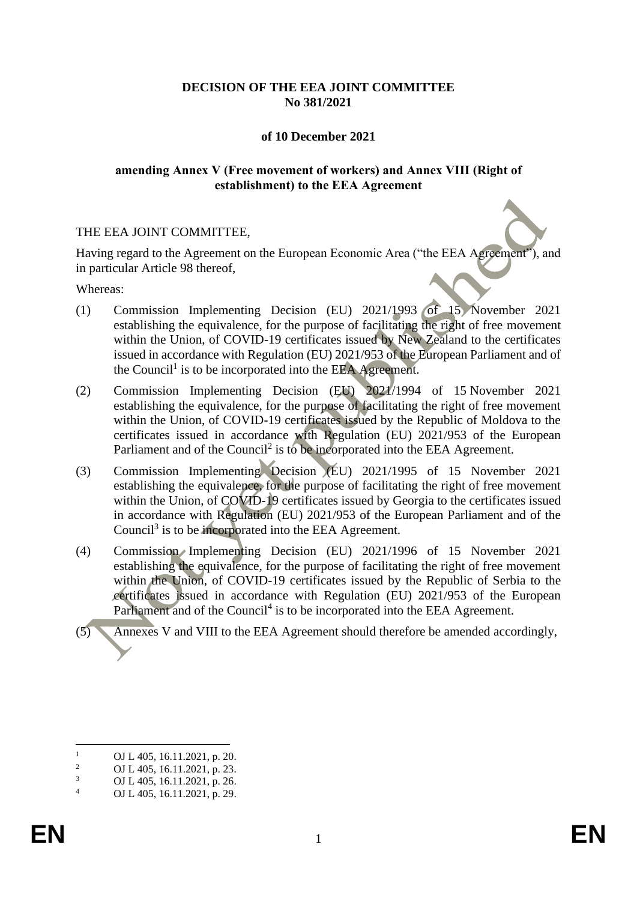**DECISION OF THE EEA JOINT COMMITTEE**
**No 381/2021**

**of 10 December 2021**

**amending Annex V (Free movement of workers) and Annex VIII (Right of establishment) to the EEA Agreement**

THE EEA JOINT COMMITTEE,

Having regard to the Agreement on the European Economic Area ("the EEA Agreement"), and in particular Article 98 thereof,

Whereas:

(1) Commission Implementing Decision (EU) 2021/1993 of 15 November 2021 establishing the equivalence, for the purpose of facilitating the right of free movement within the Union, of COVID-19 certificates issued by New Zealand to the certificates issued in accordance with Regulation (EU) 2021/953 of the European Parliament and of the Council[1] is to be incorporated into the EEA Agreement.

(2) Commission Implementing Decision (EU) 2021/1994 of 15 November 2021 establishing the equivalence, for the purpose of facilitating the right of free movement within the Union, of COVID-19 certificates issued by the Republic of Moldova to the certificates issued in accordance with Regulation (EU) 2021/953 of the European Parliament and of the Council[2] is to be incorporated into the EEA Agreement.

(3) Commission Implementing Decision (EU) 2021/1995 of 15 November 2021 establishing the equivalence, for the purpose of facilitating the right of free movement within the Union, of COVID-19 certificates issued by Georgia to the certificates issued in accordance with Regulation (EU) 2021/953 of the European Parliament and of the Council[3] is to be incorporated into the EEA Agreement.

(4) Commission Implementing Decision (EU) 2021/1996 of 15 November 2021 establishing the equivalence, for the purpose of facilitating the right of free movement within the Union, of COVID-19 certificates issued by the Republic of Serbia to the certificates issued in accordance with Regulation (EU) 2021/953 of the European Parliament and of the Council[4] is to be incorporated into the EEA Agreement.

(5) Annexes V and VIII to the EEA Agreement should therefore be amended accordingly,

---

[1] OJ L 405, 16.11.2021, p. 20.
[2] OJ L 405, 16.11.2021, p. 23.
[3] OJ L 405, 16.11.2021, p. 26.
[4] OJ L 405, 16.11.2021, p. 29.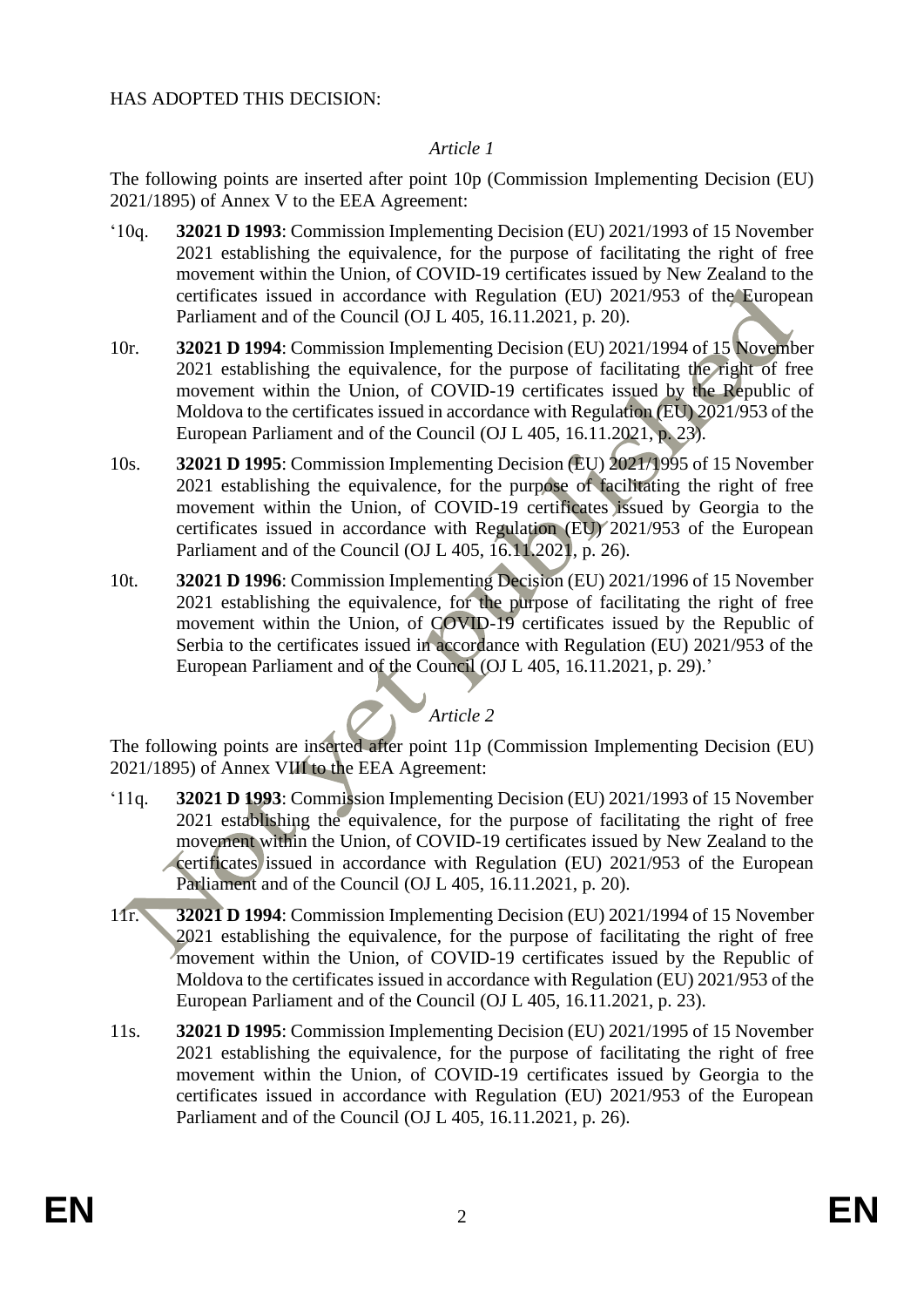HAS ADOPTED THIS DECISION:

*Article 1*

The following points are inserted after point 10p (Commission Implementing Decision (EU) 2021/1895) of Annex V to the EEA Agreement:

'10q. **32021 D 1993**: Commission Implementing Decision (EU) 2021/1993 of 15 November 2021 establishing the equivalence, for the purpose of facilitating the right of free movement within the Union, of COVID-19 certificates issued by New Zealand to the certificates issued in accordance with Regulation (EU) 2021/953 of the European Parliament and of the Council (OJ L 405, 16.11.2021, p. 20).

10r. **32021 D 1994**: Commission Implementing Decision (EU) 2021/1994 of 15 November 2021 establishing the equivalence, for the purpose of facilitating the right of free movement within the Union, of COVID-19 certificates issued by the Republic of Moldova to the certificates issued in accordance with Regulation (EU) 2021/953 of the European Parliament and of the Council (OJ L 405, 16.11.2021, p. 23).

10s. **32021 D 1995**: Commission Implementing Decision (EU) 2021/1995 of 15 November 2021 establishing the equivalence, for the purpose of facilitating the right of free movement within the Union, of COVID-19 certificates issued by Georgia to the certificates issued in accordance with Regulation (EU) 2021/953 of the European Parliament and of the Council (OJ L 405, 16.11.2021, p. 26).

10t. **32021 D 1996**: Commission Implementing Decision (EU) 2021/1996 of 15 November 2021 establishing the equivalence, for the purpose of facilitating the right of free movement within the Union, of COVID-19 certificates issued by the Republic of Serbia to the certificates issued in accordance with Regulation (EU) 2021/953 of the European Parliament and of the Council (OJ L 405, 16.11.2021, p. 29).'

*Article 2*

The following points are inserted after point 11p (Commission Implementing Decision (EU) 2021/1895) of Annex VIII to the EEA Agreement:

'11q. **32021 D 1993**: Commission Implementing Decision (EU) 2021/1993 of 15 November 2021 establishing the equivalence, for the purpose of facilitating the right of free movement within the Union, of COVID-19 certificates issued by New Zealand to the certificates issued in accordance with Regulation (EU) 2021/953 of the European Parliament and of the Council (OJ L 405, 16.11.2021, p. 20).

11r. **32021 D 1994**: Commission Implementing Decision (EU) 2021/1994 of 15 November 2021 establishing the equivalence, for the purpose of facilitating the right of free movement within the Union, of COVID-19 certificates issued by the Republic of Moldova to the certificates issued in accordance with Regulation (EU) 2021/953 of the European Parliament and of the Council (OJ L 405, 16.11.2021, p. 23).

11s. **32021 D 1995**: Commission Implementing Decision (EU) 2021/1995 of 15 November 2021 establishing the equivalence, for the purpose of facilitating the right of free movement within the Union, of COVID-19 certificates issued by Georgia to the certificates issued in accordance with Regulation (EU) 2021/953 of the European Parliament and of the Council (OJ L 405, 16.11.2021, p. 26).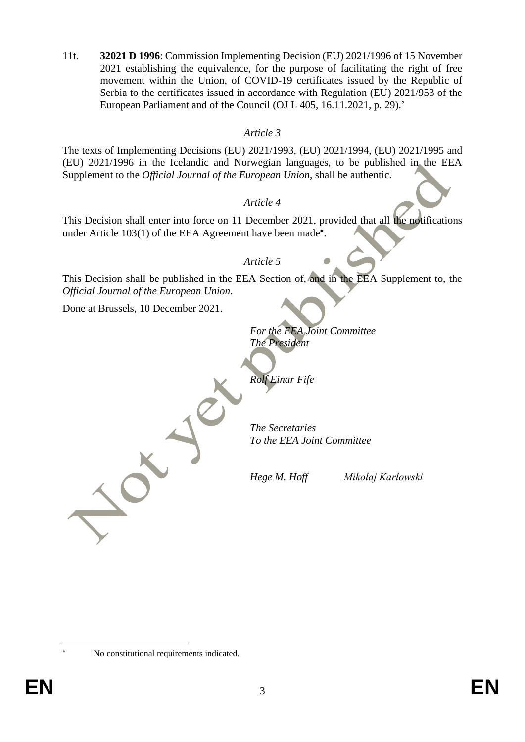11t. **32021 D 1996**: Commission Implementing Decision (EU) 2021/1996 of 15 November 2021 establishing the equivalence, for the purpose of facilitating the right of free movement within the Union, of COVID-19 certificates issued by the Republic of Serbia to the certificates issued in accordance with Regulation (EU) 2021/953 of the European Parliament and of the Council (OJ L 405, 16.11.2021, p. 29).'

*Article 3*

The texts of Implementing Decisions (EU) 2021/1993, (EU) 2021/1994, (EU) 2021/1995 and (EU) 2021/1996 in the Icelandic and Norwegian languages, to be published in the EEA Supplement to the *Official Journal of the European Union*, shall be authentic.

*Article 4*

This Decision shall enter into force on 11 December 2021, provided that all the notifications under Article 103(1) of the EEA Agreement have been made*.

*Article 5*

This Decision shall be published in the EEA Section of, and in the EEA Supplement to, the *Official Journal of the European Union*.

Done at Brussels, 10 December 2021.

*For the EEA Joint Committee*
*The President*

*Rolf Einar Fife*

*The Secretaries*
*To the EEA Joint Committee*

*Hege M. Hoff* *Mikołaj Karłowski*

Not yet published

* No constitutional requirements indicated.